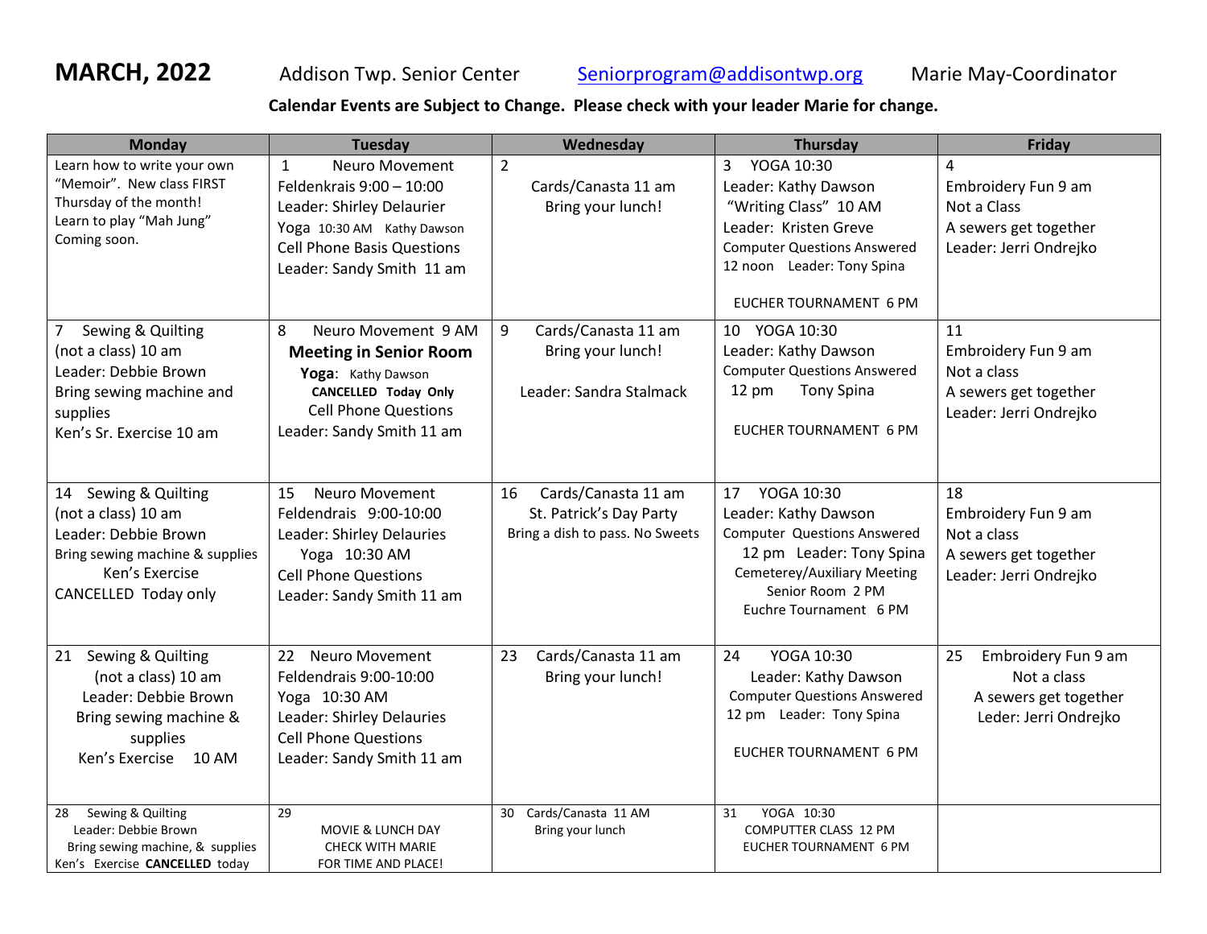**MARCH, 2022** Addison Twp. Senior Center Seniorprogram@addisontwp.org Marie May-Coordinator

**Calendar Events are Subject to Change. Please check with your leader Marie for change.**

| Monday | Tuesday | Wednesday | Thursday | Friday |
|---|---|---|---|---|
| Learn how to write your own "Memoir". New class FIRST Thursday of the month!<br>Learn to play "Mah Jung" Coming soon. | 1 Neuro Movement<br>Feldenkrais 9:00 – 10:00<br>Leader: Shirley Delaurier<br>Yoga 10:30 AM Kathy Dawson<br>Cell Phone Basis Questions<br>Leader: Sandy Smith 11 am | 2<br>Cards/Canasta 11 am<br>Bring your lunch! | 3 YOGA 10:30<br>Leader: Kathy Dawson<br>"Writing Class" 10 AM<br>Leader: Kristen Greve<br>Computer Questions Answered<br>12 noon Leader: Tony Spina<br>EUCHER TOURNAMENT 6 PM | 4<br>Embroidery Fun 9 am<br>Not a Class<br>A sewers get together<br>Leader: Jerri Ondrejko |
| 7 Sewing & Quilting<br>(not a class) 10 am<br>Leader: Debbie Brown<br>Bring sewing machine and supplies<br>Ken's Sr. Exercise 10 am | 8 Neuro Movement 9 AM<br>**Meeting in Senior Room**<br>**Yoga**: Kathy Dawson<br>**CANCELLED Today Only**<br>Cell Phone Questions<br>Leader: Sandy Smith 11 am | 9 Cards/Canasta 11 am<br>Bring your lunch!<br>Leader: Sandra Stalmack | 10 YOGA 10:30<br>Leader: Kathy Dawson<br>Computer Questions Answered<br>12 pm Tony Spina<br>EUCHER TOURNAMENT 6 PM | 11<br>Embroidery Fun 9 am<br>Not a class<br>A sewers get together<br>Leader: Jerri Ondrejko |
| 14 Sewing & Quilting<br>(not a class) 10 am<br>Leader: Debbie Brown<br>Bring sewing machine & supplies<br>Ken's Exercise<br>CANCELLED Today only | 15 Neuro Movement<br>Feldendrais 9:00-10:00<br>Leader: Shirley Delauries<br>Yoga 10:30 AM<br>Cell Phone Questions<br>Leader: Sandy Smith 11 am | 16 Cards/Canasta 11 am<br>St. Patrick's Day Party<br>Bring a dish to pass. No Sweets | 17 YOGA 10:30<br>Leader: Kathy Dawson<br>Computer Questions Answered<br>12 pm Leader: Tony Spina<br>Cemeterey/Auxiliary Meeting<br>Senior Room 2 PM<br>Euchre Tournament 6 PM | 18<br>Embroidery Fun 9 am<br>Not a class<br>A sewers get together<br>Leader: Jerri Ondrejko |
| 21 Sewing & Quilting<br>(not a class) 10 am<br>Leader: Debbie Brown<br>Bring sewing machine & supplies<br>Ken's Exercise 10 AM | 22 Neuro Movement<br>Feldendrais 9:00-10:00<br>Yoga 10:30 AM<br>Leader: Shirley Delauries<br>Cell Phone Questions<br>Leader: Sandy Smith 11 am | 23 Cards/Canasta 11 am<br>Bring your lunch! | 24 YOGA 10:30<br>Leader: Kathy Dawson<br>Computer Questions Answered<br>12 pm Leader: Tony Spina<br>EUCHER TOURNAMENT 6 PM | 25 Embroidery Fun 9 am<br>Not a class<br>A sewers get together<br>Leder: Jerri Ondrejko |
| 28 Sewing & Quilting<br>Leader: Debbie Brown<br>Bring sewing machine, & supplies<br>Ken's Exercise **CANCELLED** today | 29<br>MOVIE & LUNCH DAY<br>CHECK WITH MARIE<br>FOR TIME AND PLACE! | 30 Cards/Canasta 11 AM<br>Bring your lunch | 31 YOGA 10:30<br>COMPUTTER CLASS 12 PM<br>EUCHER TOURNAMENT 6 PM | |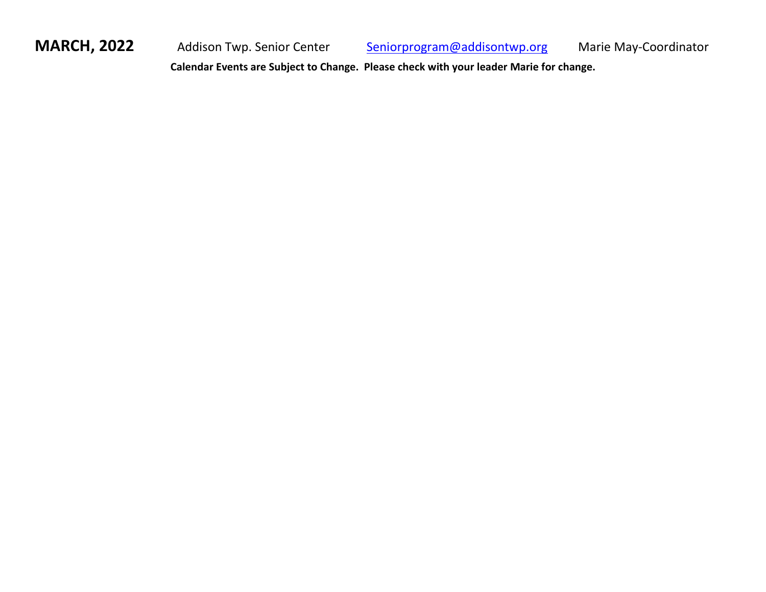**MARCH, 2022** Addison Twp. Senior Center [Seniorprogram@addisontwp.org](mailto:Seniorprogram@addisontwp.org) Marie May-Coordinator

**Calendar Events are Subject to Change. Please check with your leader Marie for change.**